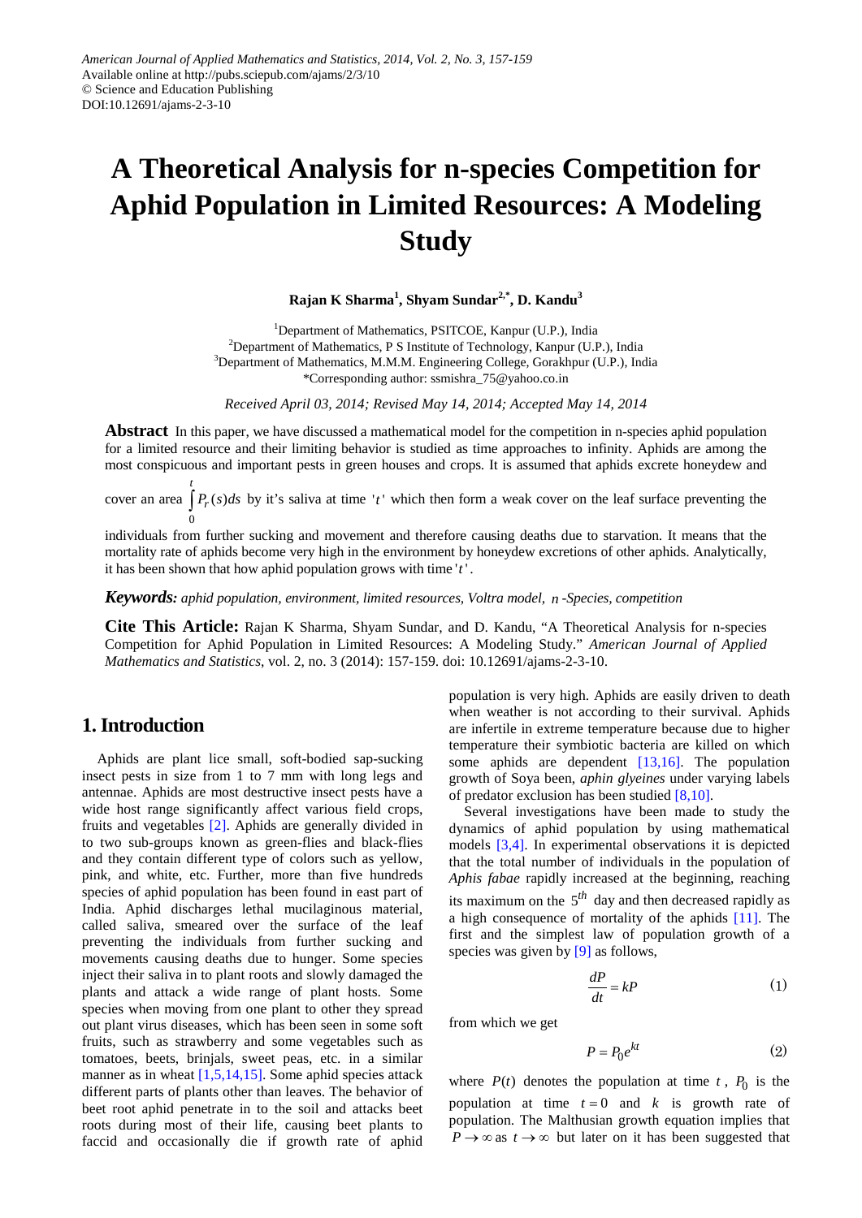American Journal of Applied Mathematics and Statistics, 2014, Vol. 2, No. 3, 157-159
Available online at http://pubs.sciepub.com/ajams/2/3/10
© Science and Education Publishing
DOI:10.12691/ajams-2-3-10

# A Theoretical Analysis for n-species Competition for Aphid Population in Limited Resources: A Modeling Study

**Rajan K Sharma[1], Shyam Sundar[2,*], D. Kandu[3]**

[1]Department of Mathematics, PSITCOE, Kanpur (U.P.), India
[2]Department of Mathematics, P S Institute of Technology, Kanpur (U.P.), India
[3]Department of Mathematics, M.M.M. Engineering College, Gorakhpur (U.P.), India
*Corresponding author: ssmishra_75@yahoo.co.in

*Received April 03, 2014; Revised May 14, 2014; Accepted May 14, 2014*

**Abstract** In this paper, we have discussed a mathematical model for the competition in n-species aphid population for a limited resource and their limiting behavior is studied as time approaches to infinity. Aphids are among the most conspicuous and important pests in green houses and crops. It is assumed that aphids excrete honeydew and cover an area $\int_0^t P_r(s)ds$ by it's saliva at time '$t$' which then form a weak cover on the leaf surface preventing the individuals from further sucking and movement and therefore causing deaths due to starvation. It means that the mortality rate of aphids become very high in the environment by honeydew excretions of other aphids. Analytically, it has been shown that how aphid population grows with time '$t$'.

***Keywords:*** *aphid population, environment, limited resources, Voltra model, $n$-Species, competition*

**Cite This Article:** Rajan K Sharma, Shyam Sundar, and D. Kandu, "A Theoretical Analysis for n-species Competition for Aphid Population in Limited Resources: A Modeling Study." *American Journal of Applied Mathematics and Statistics*, vol. 2, no. 3 (2014): 157-159. doi: 10.12691/ajams-2-3-10.

## 1. Introduction

Aphids are plant lice small, soft-bodied sap-sucking insect pests in size from 1 to 7 mm with long legs and antennae. Aphids are most destructive insect pests have a wide host range significantly affect various field crops, fruits and vegetables [2]. Aphids are generally divided in to two sub-groups known as green-flies and black-flies and they contain different type of colors such as yellow, pink, and white, etc. Further, more than five hundreds species of aphid population has been found in east part of India. Aphid discharges lethal mucilaginous material, called saliva, smeared over the surface of the leaf preventing the individuals from further sucking and movements causing deaths due to hunger. Some species inject their saliva in to plant roots and slowly damaged the plants and attack a wide range of plant hosts. Some species when moving from one plant to other they spread out plant virus diseases, which has been seen in some soft fruits, such as strawberry and some vegetables such as tomatoes, beets, brinjals, sweet peas, etc. in a similar manner as in wheat [1,5,14,15]. Some aphid species attack different parts of plants other than leaves. The behavior of beet root aphid penetrate in to the soil and attacks beet roots during most of their life, causing beet plants to faccid and occasionally die if growth rate of aphid population is very high. Aphids are easily driven to death when weather is not according to their survival. Aphids are infertile in extreme temperature because due to higher temperature their symbiotic bacteria are killed on which some aphids are dependent [13,16]. The population growth of Soya been, *aphin glyeines* under varying labels of predator exclusion has been studied [8,10].

Several investigations have been made to study the dynamics of aphid population by using mathematical models [3,4]. In experimental observations it is depicted that the total number of individuals in the population of *Aphis fabae* rapidly increased at the beginning, reaching its maximum on the $5^{th}$ day and then decreased rapidly as a high consequence of mortality of the aphids [11]. The first and the simplest law of population growth of a species was given by [9] as follows,

$$\frac{dP}{dt} = kP \tag{1}$$

from which we get

$$P = P_0 e^{kt} \tag{2}$$

where $P(t)$ denotes the population at time $t$, $P_0$ is the population at time $t = 0$ and $k$ is growth rate of population. The Malthusian growth equation implies that $P \to \infty$ as $t \to \infty$ but later on it has been suggested that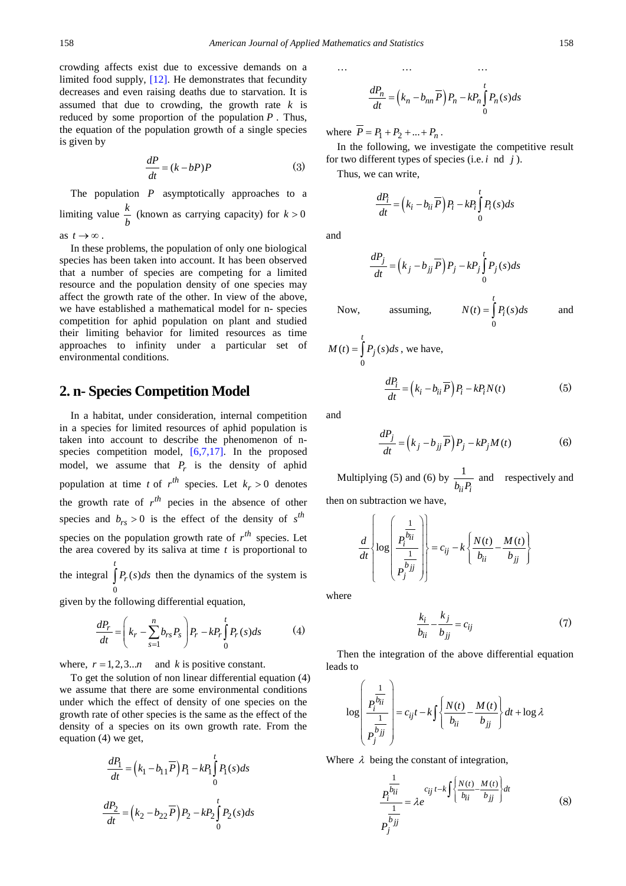crowding affects exist due to excessive demands on a limited food supply, [12]. He demonstrates that fecundity decreases and even raising deaths due to starvation. It is assumed that due to crowding, the growth rate $k$ is reduced by some proportion of the population $P$. Thus, the equation of the population growth of a single species is given by

$$\frac{dP}{dt} = (k - bP)P \tag{3}$$

The population $P$ asymptotically approaches to a limiting value $\frac{k}{b}$ (known as carrying capacity) for $k > 0$ as $t \to \infty$.

In these problems, the population of only one biological species has been taken into account. It has been observed that a number of species are competing for a limited resource and the population density of one species may affect the growth rate of the other. In view of the above, we have established a mathematical model for n- species competition for aphid population on plant and studied their limiting behavior for limited resources as time approaches to infinity under a particular set of environmental conditions.

## 2. n- Species Competition Model

In a habitat, under consideration, internal competition in a species for limited resources of aphid population is taken into account to describe the phenomenon of n-species competition model, [6,7,17]. In the proposed model, we assume that $P_r$ is the density of aphid population at time $t$ of $r^{th}$ species. Let $k_r > 0$ denotes the growth rate of $r^{th}$ pecies in the absence of other species and $b_{rs} > 0$ is the effect of the density of $s^{th}$ species on the population growth rate of $r^{th}$ species. Let the area covered by its saliva at time $t$ is proportional to the integral $\int_0^t P_r(s)ds$ then the dynamics of the system is given by the following differential equation,

$$\frac{dP_r}{dt} = \left(k_r - \sum_{s=1}^{n} b_{rs} P_s\right) P_r - kP_r \int_0^t P_r(s)ds \tag{4}$$

where, $r = 1, 2, 3...n$ and $k$ is positive constant.

To get the solution of non linear differential equation (4) we assume that there are some environmental conditions under which the effect of density of one species on the growth rate of other species is the same as the effect of the density of a species on its own growth rate. From the equation (4) we get,

$$\frac{dP_1}{dt} = \left(k_1 - b_{11}\overline{P}\right) P_1 - kP_1 \int_0^t P_1(s)ds$$

$$\frac{dP_2}{dt} = \left(k_2 - b_{22}\overline{P}\right) P_2 - kP_2 \int_0^t P_2(s)ds$$

… … …

$$\frac{dP_n}{dt} = \left(k_n - b_{nn}\overline{P}\right) P_n - kP_n \int_0^t P_n(s)ds$$

where $\overline{P} = P_1 + P_2 + ... + P_n$.

In the following, we investigate the competitive result for two different types of species (i.e. $i$ nd $j$).

Thus, we can write,

$$\frac{dP_i}{dt} = \left(k_i - b_{ii}\overline{P}\right) P_i - kP_i \int_0^t P_i(s)ds$$

and

$$\frac{dP_j}{dt} = \left(k_j - b_{jj}\overline{P}\right) P_j - kP_j \int_0^t P_j(s)ds$$

Now, assuming, $N(t) = \int_0^t P_i(s)ds$ and $M(t) = \int_0^t P_j(s)ds$, we have,

$$\frac{dP_i}{dt} = \left(k_i - b_{ii}\overline{P}\right) P_i - kP_i N(t) \tag{5}$$

and

$$\frac{dP_j}{dt} = \left(k_j - b_{jj}\overline{P}\right) P_j - kP_j M(t) \tag{6}$$

Multiplying (5) and (6) by $\frac{1}{b_{ii}P_i}$ and respectively and then on subtraction we have,

$$\frac{d}{dt}\left\{\log\left(\frac{P_i^{\frac{1}{b_{ii}}}}{P_j^{\frac{1}{b_{jj}}}}\right)\right\} = c_{ij} - k\left\{\frac{N(t)}{b_{ii}} - \frac{M(t)}{b_{jj}}\right\}$$

where

$$\frac{k_i}{b_{ii}} - \frac{k_j}{b_{jj}} = c_{ij} \tag{7}$$

Then the integration of the above differential equation leads to

$$\log\left(\frac{P_i^{\frac{1}{b_{ii}}}}{P_j^{\frac{1}{b_{jj}}}}\right) = c_{ij}t - k\int\left\{\frac{N(t)}{b_{ii}} - \frac{M(t)}{b_{jj}}\right\}dt + \log\lambda$$

Where $\lambda$ being the constant of integration,

$$\frac{P_i^{\frac{1}{b_{ii}}}}{P_j^{\frac{1}{b_{jj}}}} = \lambda e^{c_{ij}t - k\int\left\{\frac{N(t)}{b_{ii}} - \frac{M(t)}{b_{jj}}\right\}dt} \tag{8}$$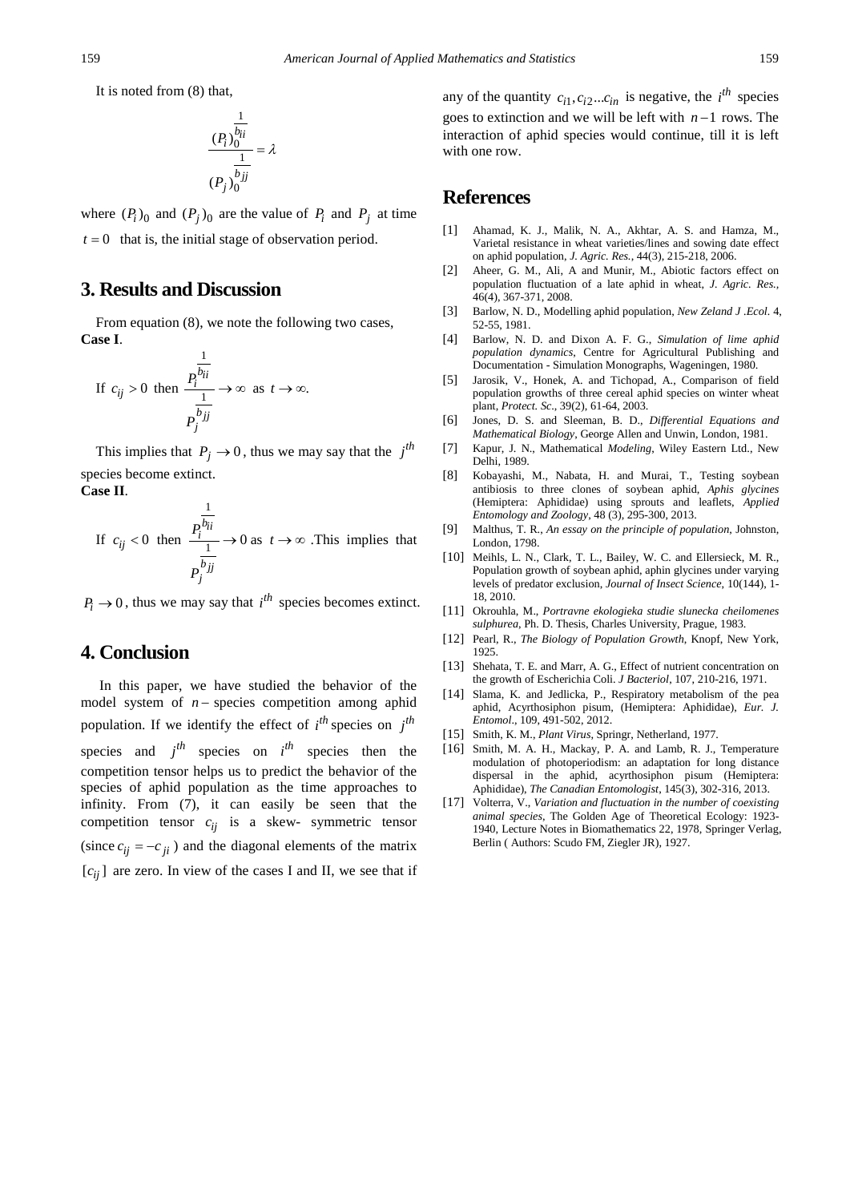It is noted from (8) that,

$$\frac{(P_i)_0^{\frac{1}{b_{ii}}}}{(P_j)_0^{\frac{1}{b_{jj}}}} = \lambda$$

where $(P_i)_0$ and $(P_j)_0$ are the value of $P_i$ and $P_j$ at time $t = 0$ that is, the initial stage of observation period.

## 3. Results and Discussion

From equation (8), we note the following two cases,

**Case I**.

If $c_{ij} > 0$ then $\frac{P_i^{\frac{1}{b_{ii}}}}{P_j^{\frac{1}{b_{jj}}}} \to \infty$ as $t \to \infty$.

This implies that $P_j \to 0$, thus we may say that the $j^{th}$ species become extinct.

**Case II**.

If $c_{ij} < 0$ then $\frac{P_i^{\frac{1}{b_{ii}}}}{P_j^{\frac{1}{b_{jj}}}} \to 0$ as $t \to \infty$. This implies that $P_i \to 0$, thus we may say that $i^{th}$ species becomes extinct.

## 4. Conclusion

In this paper, we have studied the behavior of the model system of $n-$ species competition among aphid population. If we identify the effect of $i^{th}$ species on $j^{th}$ species and $j^{th}$ species on $i^{th}$ species then the competition tensor helps us to predict the behavior of the species of aphid population as the time approaches to infinity. From (7), it can easily be seen that the competition tensor $c_{ij}$ is a skew- symmetric tensor (since $c_{ij} = -c_{ji}$) and the diagonal elements of the matrix $[c_{ij}]$ are zero. In view of the cases I and II, we see that if any of the quantity $c_{i1}, c_{i2} ... c_{in}$ is negative, the $i^{th}$ species goes to extinction and we will be left with $n-1$ rows. The interaction of aphid species would continue, till it is left with one row.

## References

[1] Ahamad, K. J., Malik, N. A., Akhtar, A. S. and Hamza, M., Varietal resistance in wheat varieties/lines and sowing date effect on aphid population, *J. Agric. Res.*, 44(3), 215-218, 2006.

[2] Aheer, G. M., Ali, A and Munir, M., Abiotic factors effect on population fluctuation of a late aphid in wheat, *J. Agric. Res.*, 46(4), 367-371, 2008.

[3] Barlow, N. D., Modelling aphid population, *New Zeland J .Ecol*. 4, 52-55, 1981.

[4] Barlow, N. D. and Dixon A. F. G., *Simulation of lime aphid population dynamics*, Centre for Agricultural Publishing and Documentation - Simulation Monographs, Wageningen, 1980.

[5] Jarosik, V., Honek, A. and Tichopad, A., Comparison of field population growths of three cereal aphid species on winter wheat plant, *Protect. Sc*., 39(2), 61-64, 2003.

[6] Jones, D. S. and Sleeman, B. D., *Differential Equations and Mathematical Biology*, George Allen and Unwin, London, 1981.

[7] Kapur, J. N., Mathematical *Modeling*, Wiley Eastern Ltd., New Delhi, 1989.

[8] Kobayashi, M., Nabata, H. and Murai, T., Testing soybean antibiosis to three clones of soybean aphid, *Aphis glycines* (Hemiptera: Aphididae) using sprouts and leaflets, *Applied Entomology and Zoology*, 48 (3), 295-300, 2013.

[9] Malthus, T. R., *An essay on the principle of population*, Johnston, London, 1798.

[10] Meihls, L. N., Clark, T. L., Bailey, W. C. and Ellersieck, M. R., Population growth of soybean aphid, aphin glycines under varying levels of predator exclusion, *Journal of Insect Science*, 10(144), 1-18, 2010.

[11] Okrouhla, M., *Portravne ekologieka studie slunecka cheilomenes sulphurea*, Ph. D. Thesis, Charles University, Prague, 1983.

[12] Pearl, R., *The Biology of Population Growth*, Knopf, New York, 1925.

[13] Shehata, T. E. and Marr, A. G., Effect of nutrient concentration on the growth of Escherichia Coli. *J Bacteriol*, 107, 210-216, 1971.

[14] Slama, K. and Jedlicka, P., Respiratory metabolism of the pea aphid, Acyrthosiphon pisum, (Hemiptera: Aphididae), *Eur. J. Entomol*., 109, 491-502, 2012.

[15] Smith, K. M., *Plant Virus*, Springr, Netherland, 1977.

[16] Smith, M. A. H., Mackay, P. A. and Lamb, R. J., Temperature modulation of photoperiodism: an adaptation for long distance dispersal in the aphid, acyrthosiphon pisum (Hemiptera: Aphididae), *The Canadian Entomologist*, 145(3), 302-316, 2013.

[17] Volterra, V., *Variation and fluctuation in the number of coexisting animal species*, The Golden Age of Theoretical Ecology: 1923-1940, Lecture Notes in Biomathematics 22, 1978, Springer Verlag, Berlin ( Authors: Scudo FM, Ziegler JR), 1927.